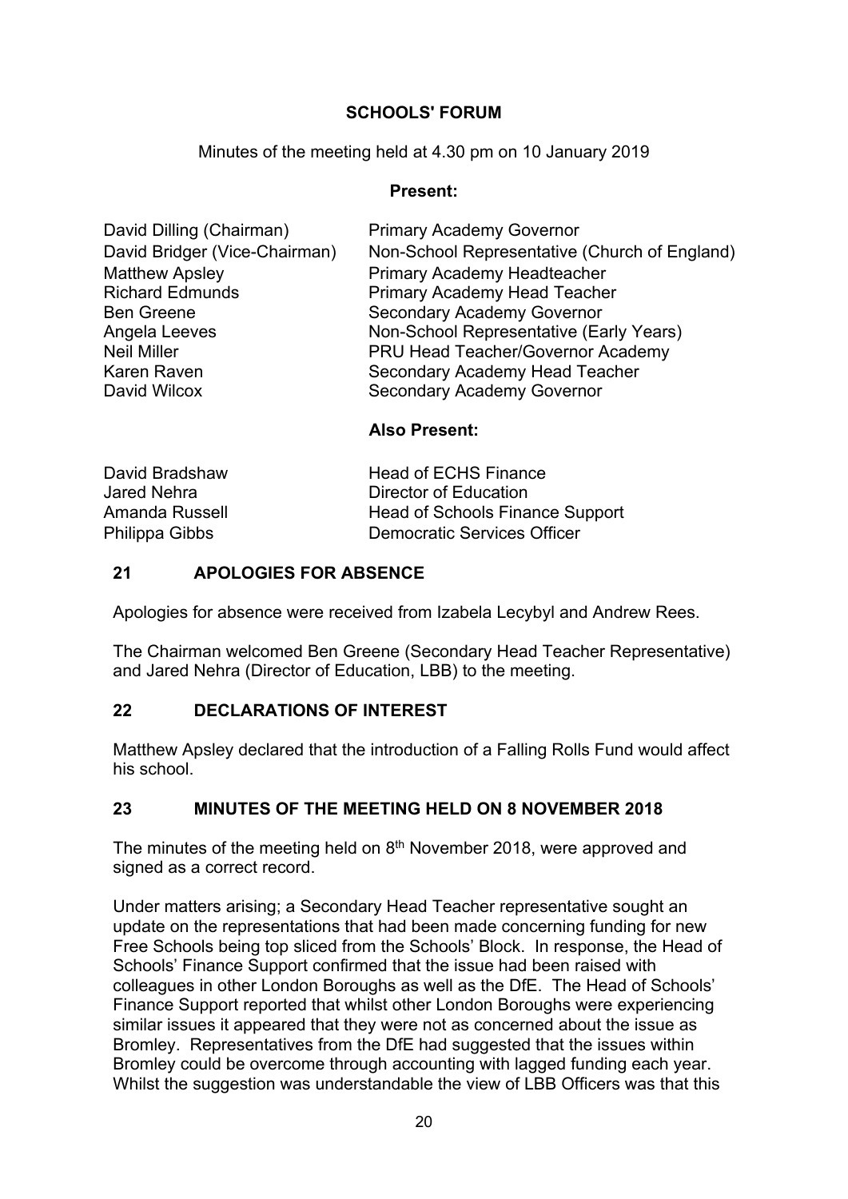# SCHOOLS' FORUM

Minutes of the meeting held at 4.30 pm on 10 January 2019

**Present:**

| | |
|---|---|
| David Dilling (Chairman) | Primary Academy Governor |
| David Bridger (Vice-Chairman) | Non-School Representative (Church of England) |
| Matthew Apsley | Primary Academy Headteacher |
| Richard Edmunds | Primary Academy Head Teacher |
| Ben Greene | Secondary Academy Governor |
| Angela Leeves | Non-School Representative (Early Years) |
| Neil Miller | PRU Head Teacher/Governor Academy |
| Karen Raven | Secondary Academy Head Teacher |
| David Wilcox | Secondary Academy Governor |

**Also Present:**

| | |
|---|---|
| David Bradshaw | Head of ECHS Finance |
| Jared Nehra | Director of Education |
| Amanda Russell | Head of Schools Finance Support |
| Philippa Gibbs | Democratic Services Officer |

## 21 APOLOGIES FOR ABSENCE

Apologies for absence were received from Izabela Lecybyl and Andrew Rees.

The Chairman welcomed Ben Greene (Secondary Head Teacher Representative) and Jared Nehra (Director of Education, LBB) to the meeting.

## 22 DECLARATIONS OF INTEREST

Matthew Apsley declared that the introduction of a Falling Rolls Fund would affect his school.

## 23 MINUTES OF THE MEETING HELD ON 8 NOVEMBER 2018

The minutes of the meeting held on 8th November 2018, were approved and signed as a correct record.

Under matters arising; a Secondary Head Teacher representative sought an update on the representations that had been made concerning funding for new Free Schools being top sliced from the Schools' Block. In response, the Head of Schools' Finance Support confirmed that the issue had been raised with colleagues in other London Boroughs as well as the DfE. The Head of Schools' Finance Support reported that whilst other London Boroughs were experiencing similar issues it appeared that they were not as concerned about the issue as Bromley. Representatives from the DfE had suggested that the issues within Bromley could be overcome through accounting with lagged funding each year. Whilst the suggestion was understandable the view of LBB Officers was that this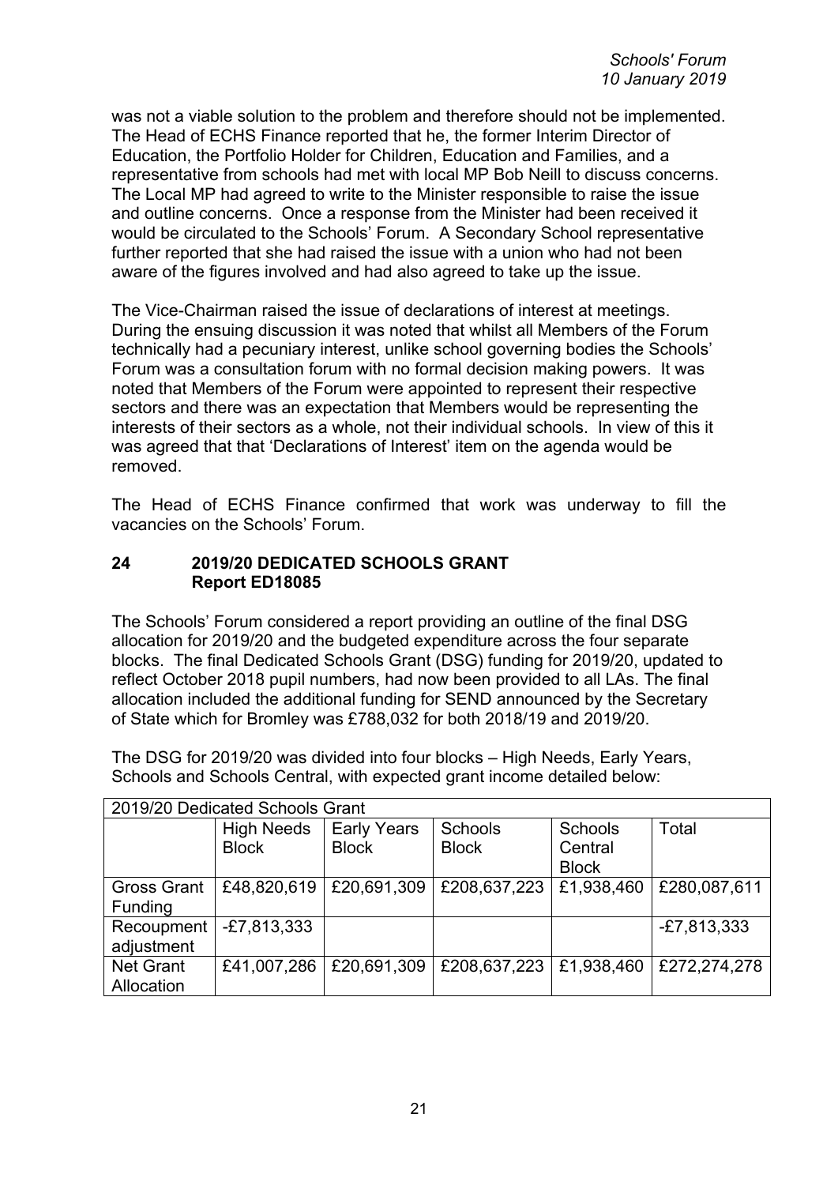was not a viable solution to the problem and therefore should not be implemented. The Head of ECHS Finance reported that he, the former Interim Director of Education, the Portfolio Holder for Children, Education and Families, and a representative from schools had met with local MP Bob Neill to discuss concerns. The Local MP had agreed to write to the Minister responsible to raise the issue and outline concerns. Once a response from the Minister had been received it would be circulated to the Schools' Forum. A Secondary School representative further reported that she had raised the issue with a union who had not been aware of the figures involved and had also agreed to take up the issue.

The Vice-Chairman raised the issue of declarations of interest at meetings. During the ensuing discussion it was noted that whilst all Members of the Forum technically had a pecuniary interest, unlike school governing bodies the Schools' Forum was a consultation forum with no formal decision making powers. It was noted that Members of the Forum were appointed to represent their respective sectors and there was an expectation that Members would be representing the interests of their sectors as a whole, not their individual schools. In view of this it was agreed that that 'Declarations of Interest' item on the agenda would be removed.

The Head of ECHS Finance confirmed that work was underway to fill the vacancies on the Schools' Forum.

## 24 2019/20 DEDICATED SCHOOLS GRANT
**Report ED18085**

The Schools' Forum considered a report providing an outline of the final DSG allocation for 2019/20 and the budgeted expenditure across the four separate blocks. The final Dedicated Schools Grant (DSG) funding for 2019/20, updated to reflect October 2018 pupil numbers, had now been provided to all LAs. The final allocation included the additional funding for SEND announced by the Secretary of State which for Bromley was £788,032 for both 2018/19 and 2019/20.

The DSG for 2019/20 was divided into four blocks – High Needs, Early Years, Schools and Schools Central, with expected grant income detailed below:

| 2019/20 Dedicated Schools Grant | | | | | |
|---|---|---|---|---|---|
| | High Needs Block | Early Years Block | Schools Block | Schools Central Block | Total |
| Gross Grant Funding | £48,820,619 | £20,691,309 | £208,637,223 | £1,938,460 | £280,087,611 |
| Recoupment adjustment | -£7,813,333 | | | | -£7,813,333 |
| Net Grant Allocation | £41,007,286 | £20,691,309 | £208,637,223 | £1,938,460 | £272,274,278 |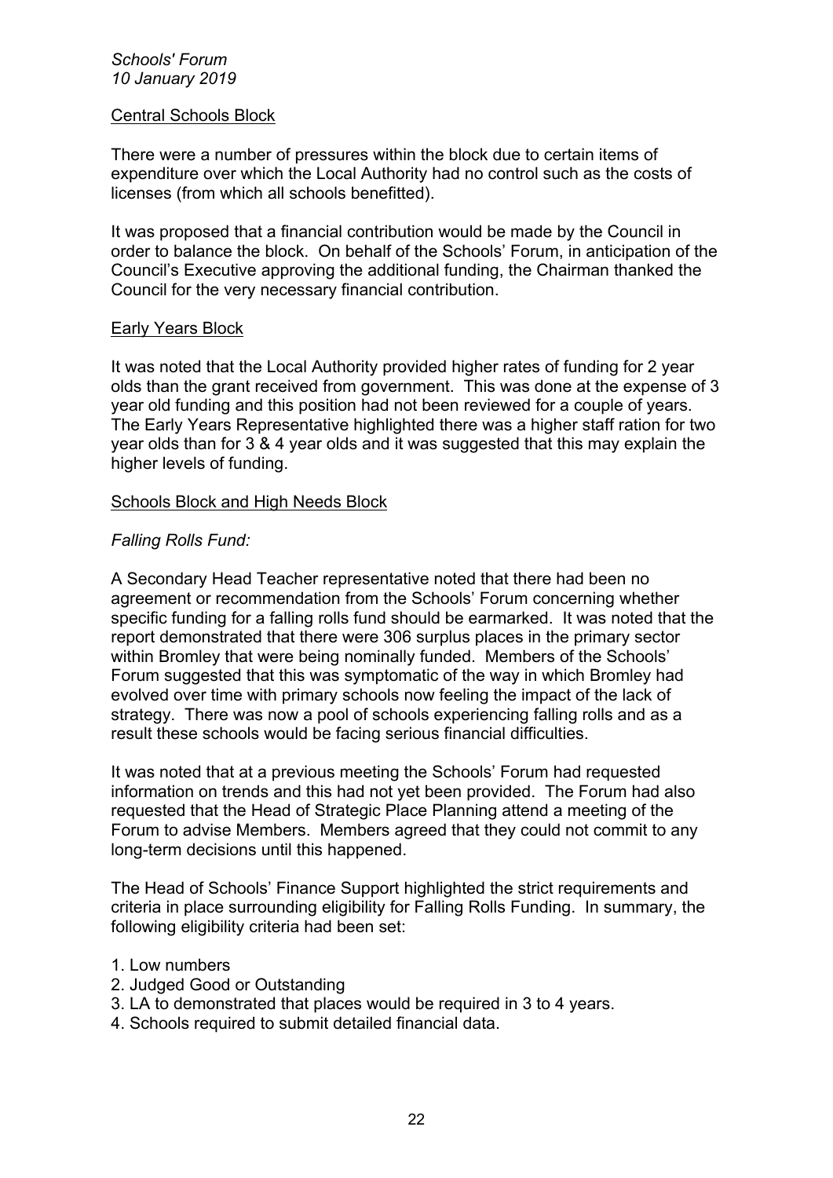Central Schools Block

There were a number of pressures within the block due to certain items of expenditure over which the Local Authority had no control such as the costs of licenses (from which all schools benefitted).

It was proposed that a financial contribution would be made by the Council in order to balance the block. On behalf of the Schools' Forum, in anticipation of the Council's Executive approving the additional funding, the Chairman thanked the Council for the very necessary financial contribution.

Early Years Block

It was noted that the Local Authority provided higher rates of funding for 2 year olds than the grant received from government. This was done at the expense of 3 year old funding and this position had not been reviewed for a couple of years. The Early Years Representative highlighted there was a higher staff ration for two year olds than for 3 & 4 year olds and it was suggested that this may explain the higher levels of funding.

Schools Block and High Needs Block

*Falling Rolls Fund:*

A Secondary Head Teacher representative noted that there had been no agreement or recommendation from the Schools' Forum concerning whether specific funding for a falling rolls fund should be earmarked. It was noted that the report demonstrated that there were 306 surplus places in the primary sector within Bromley that were being nominally funded. Members of the Schools' Forum suggested that this was symptomatic of the way in which Bromley had evolved over time with primary schools now feeling the impact of the lack of strategy. There was now a pool of schools experiencing falling rolls and as a result these schools would be facing serious financial difficulties.

It was noted that at a previous meeting the Schools' Forum had requested information on trends and this had not yet been provided. The Forum had also requested that the Head of Strategic Place Planning attend a meeting of the Forum to advise Members. Members agreed that they could not commit to any long-term decisions until this happened.

The Head of Schools' Finance Support highlighted the strict requirements and criteria in place surrounding eligibility for Falling Rolls Funding. In summary, the following eligibility criteria had been set:

1. Low numbers
2. Judged Good or Outstanding
3. LA to demonstrated that places would be required in 3 to 4 years.
4. Schools required to submit detailed financial data.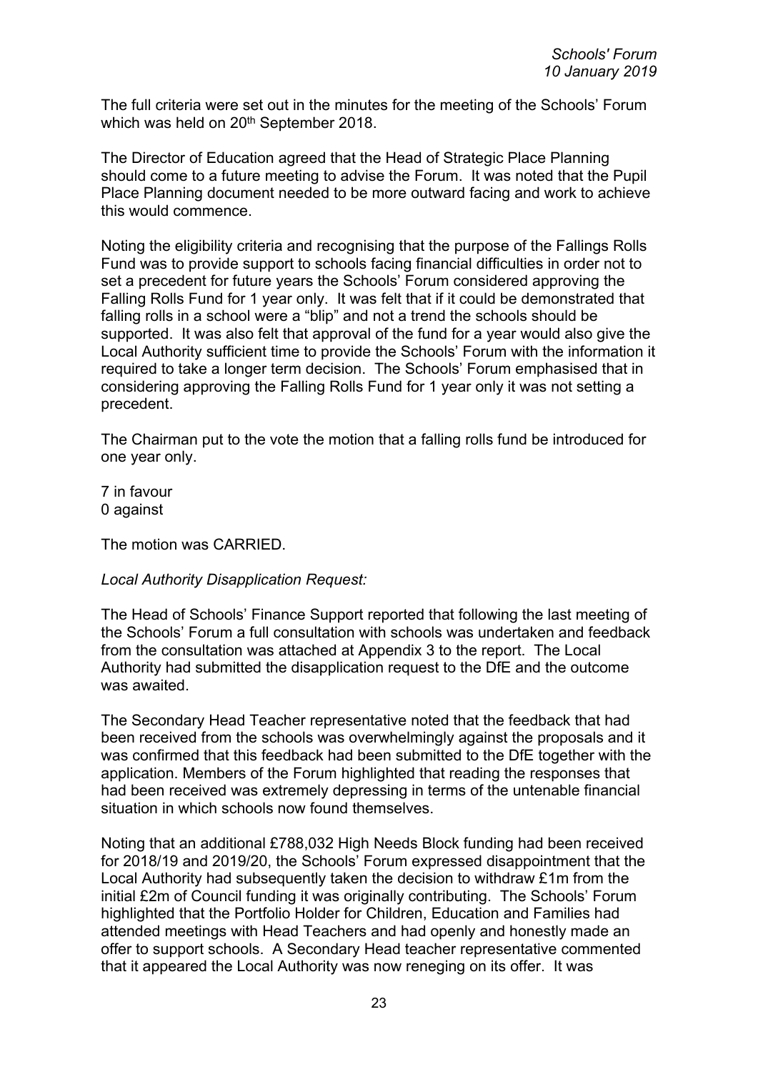The full criteria were set out in the minutes for the meeting of the Schools' Forum which was held on 20th September 2018.

The Director of Education agreed that the Head of Strategic Place Planning should come to a future meeting to advise the Forum. It was noted that the Pupil Place Planning document needed to be more outward facing and work to achieve this would commence.

Noting the eligibility criteria and recognising that the purpose of the Fallings Rolls Fund was to provide support to schools facing financial difficulties in order not to set a precedent for future years the Schools' Forum considered approving the Falling Rolls Fund for 1 year only. It was felt that if it could be demonstrated that falling rolls in a school were a "blip" and not a trend the schools should be supported. It was also felt that approval of the fund for a year would also give the Local Authority sufficient time to provide the Schools' Forum with the information it required to take a longer term decision. The Schools' Forum emphasised that in considering approving the Falling Rolls Fund for 1 year only it was not setting a precedent.

The Chairman put to the vote the motion that a falling rolls fund be introduced for one year only.

7 in favour
0 against

The motion was CARRIED.

*Local Authority Disapplication Request:*

The Head of Schools' Finance Support reported that following the last meeting of the Schools' Forum a full consultation with schools was undertaken and feedback from the consultation was attached at Appendix 3 to the report. The Local Authority had submitted the disapplication request to the DfE and the outcome was awaited.

The Secondary Head Teacher representative noted that the feedback that had been received from the schools was overwhelmingly against the proposals and it was confirmed that this feedback had been submitted to the DfE together with the application. Members of the Forum highlighted that reading the responses that had been received was extremely depressing in terms of the untenable financial situation in which schools now found themselves.

Noting that an additional £788,032 High Needs Block funding had been received for 2018/19 and 2019/20, the Schools' Forum expressed disappointment that the Local Authority had subsequently taken the decision to withdraw £1m from the initial £2m of Council funding it was originally contributing. The Schools' Forum highlighted that the Portfolio Holder for Children, Education and Families had attended meetings with Head Teachers and had openly and honestly made an offer to support schools. A Secondary Head teacher representative commented that it appeared the Local Authority was now reneging on its offer. It was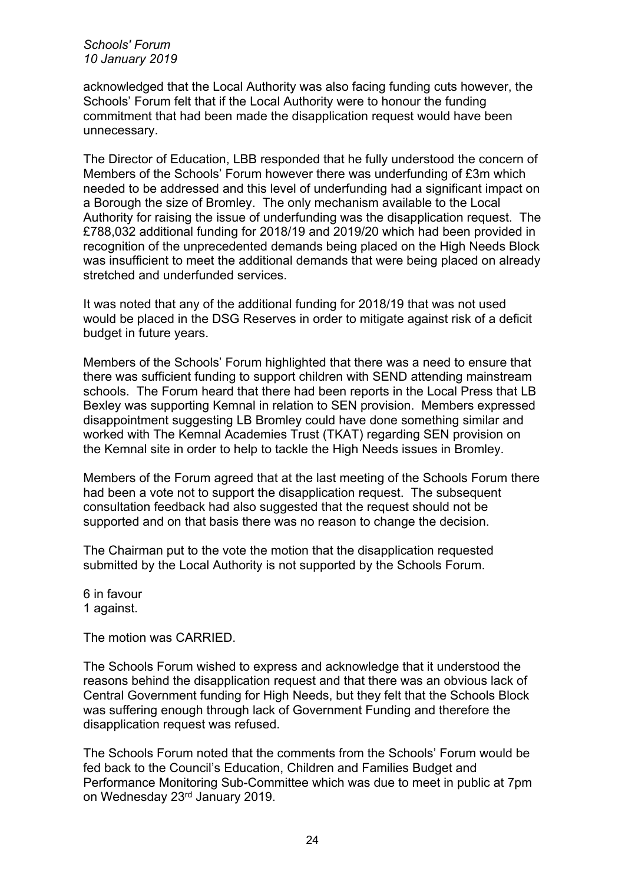acknowledged that the Local Authority was also facing funding cuts however, the Schools' Forum felt that if the Local Authority were to honour the funding commitment that had been made the disapplication request would have been unnecessary.

The Director of Education, LBB responded that he fully understood the concern of Members of the Schools' Forum however there was underfunding of £3m which needed to be addressed and this level of underfunding had a significant impact on a Borough the size of Bromley. The only mechanism available to the Local Authority for raising the issue of underfunding was the disapplication request. The £788,032 additional funding for 2018/19 and 2019/20 which had been provided in recognition of the unprecedented demands being placed on the High Needs Block was insufficient to meet the additional demands that were being placed on already stretched and underfunded services.

It was noted that any of the additional funding for 2018/19 that was not used would be placed in the DSG Reserves in order to mitigate against risk of a deficit budget in future years.

Members of the Schools' Forum highlighted that there was a need to ensure that there was sufficient funding to support children with SEND attending mainstream schools. The Forum heard that there had been reports in the Local Press that LB Bexley was supporting Kemnal in relation to SEN provision. Members expressed disappointment suggesting LB Bromley could have done something similar and worked with The Kemnal Academies Trust (TKAT) regarding SEN provision on the Kemnal site in order to help to tackle the High Needs issues in Bromley.

Members of the Forum agreed that at the last meeting of the Schools Forum there had been a vote not to support the disapplication request. The subsequent consultation feedback had also suggested that the request should not be supported and on that basis there was no reason to change the decision.

The Chairman put to the vote the motion that the disapplication requested submitted by the Local Authority is not supported by the Schools Forum.

6 in favour
1 against.

The motion was CARRIED.

The Schools Forum wished to express and acknowledge that it understood the reasons behind the disapplication request and that there was an obvious lack of Central Government funding for High Needs, but they felt that the Schools Block was suffering enough through lack of Government Funding and therefore the disapplication request was refused.

The Schools Forum noted that the comments from the Schools' Forum would be fed back to the Council's Education, Children and Families Budget and Performance Monitoring Sub-Committee which was due to meet in public at 7pm on Wednesday 23rd January 2019.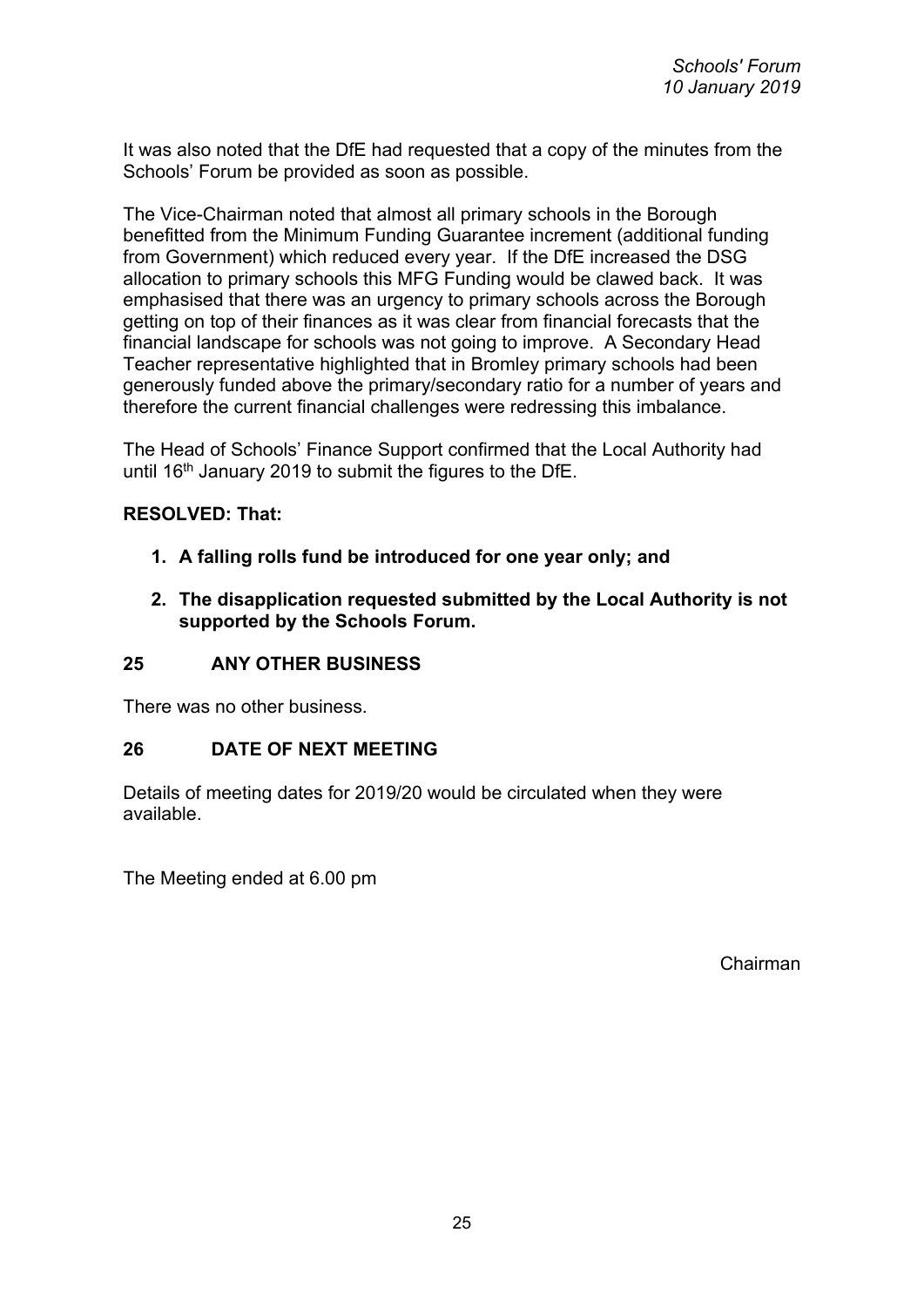It was also noted that the DfE had requested that a copy of the minutes from the Schools' Forum be provided as soon as possible.

The Vice-Chairman noted that almost all primary schools in the Borough benefitted from the Minimum Funding Guarantee increment (additional funding from Government) which reduced every year. If the DfE increased the DSG allocation to primary schools this MFG Funding would be clawed back. It was emphasised that there was an urgency to primary schools across the Borough getting on top of their finances as it was clear from financial forecasts that the financial landscape for schools was not going to improve. A Secondary Head Teacher representative highlighted that in Bromley primary schools had been generously funded above the primary/secondary ratio for a number of years and therefore the current financial challenges were redressing this imbalance.

The Head of Schools' Finance Support confirmed that the Local Authority had until 16th January 2019 to submit the figures to the DfE.

**RESOLVED: That:**

1. **A falling rolls fund be introduced for one year only; and**
2. **The disapplication requested submitted by the Local Authority is not supported by the Schools Forum.**

## 25 ANY OTHER BUSINESS

There was no other business.

## 26 DATE OF NEXT MEETING

Details of meeting dates for 2019/20 would be circulated when they were available.

The Meeting ended at 6.00 pm

Chairman